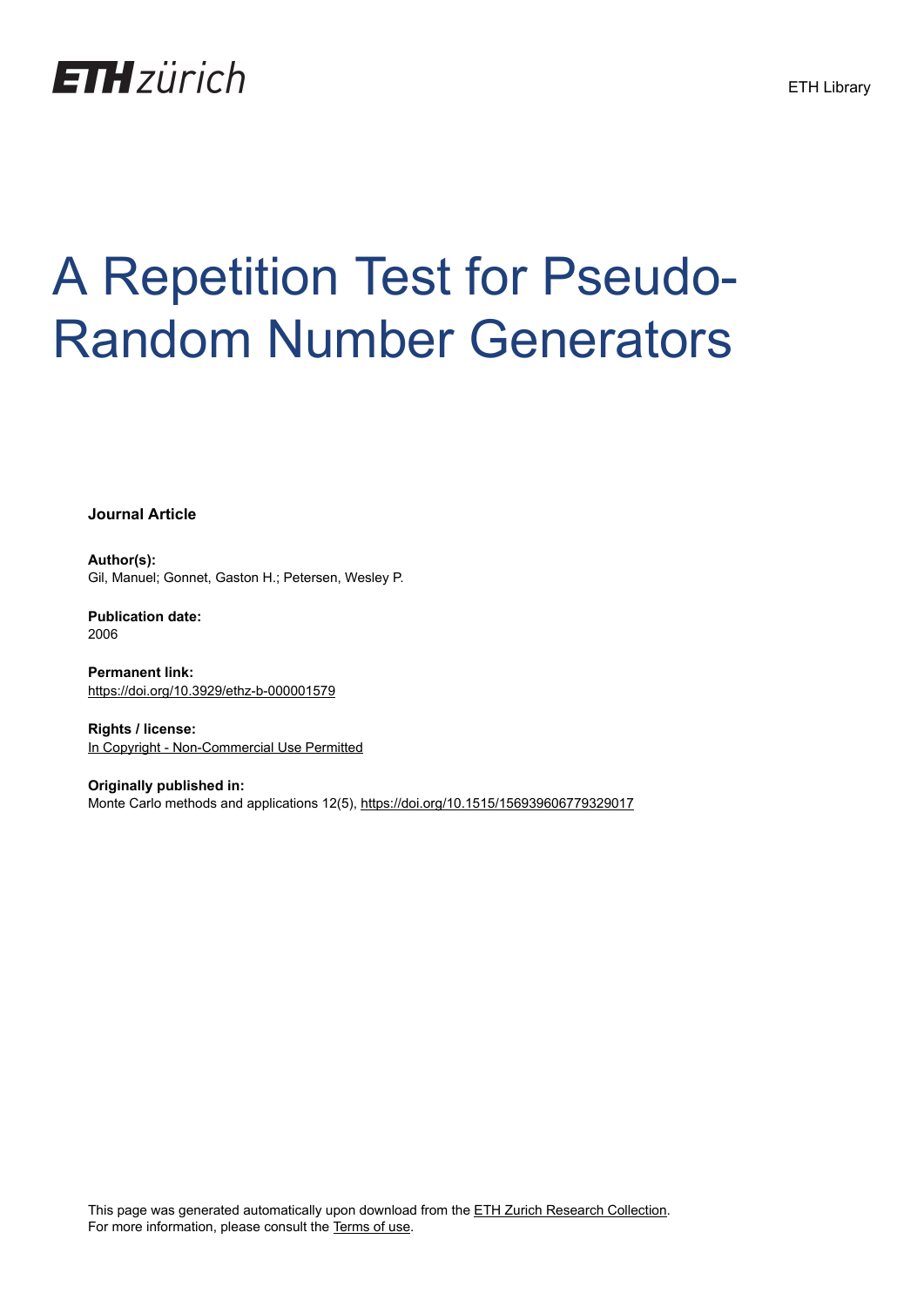# A Repetition Test for Pseudo-Random Number Generators

**Journal Article**

**Author(s):**
Gil, Manuel; Gonnet, Gaston H.; Petersen, Wesley P.

**Publication date:**
2006

**Permanent link:**
https://doi.org/10.3929/ethz-b-000001579

**Rights / license:**
In Copyright - Non-Commercial Use Permitted

**Originally published in:**
Monte Carlo methods and applications 12(5), https://doi.org/10.1515/156939606779329017

This page was generated automatically upon download from the ETH Zurich Research Collection.
For more information, please consult the Terms of use.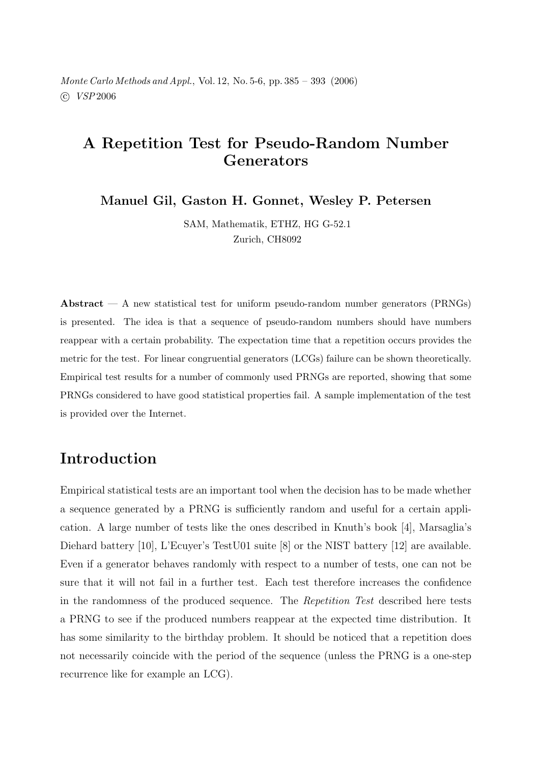# A Repetition Test for Pseudo-Random Number Generators

**Manuel Gil, Gaston H. Gonnet, Wesley P. Petersen**

SAM, Mathematik, ETHZ, HG G-52.1
Zurich, CH8092

**Abstract** — A new statistical test for uniform pseudo-random number generators (PRNGs) is presented. The idea is that a sequence of pseudo-random numbers should have numbers reappear with a certain probability. The expectation time that a repetition occurs provides the metric for the test. For linear congruential generators (LCGs) failure can be shown theoretically. Empirical test results for a number of commonly used PRNGs are reported, showing that some PRNGs considered to have good statistical properties fail. A sample implementation of the test is provided over the Internet.

## Introduction

Empirical statistical tests are an important tool when the decision has to be made whether a sequence generated by a PRNG is sufficiently random and useful for a certain application. A large number of tests like the ones described in Knuth's book [4], Marsaglia's Diehard battery [10], L'Ecuyer's TestU01 suite [8] or the NIST battery [12] are available. Even if a generator behaves randomly with respect to a number of tests, one can not be sure that it will not fail in a further test. Each test therefore increases the confidence in the randomness of the produced sequence. The *Repetition Test* described here tests a PRNG to see if the produced numbers reappear at the expected time distribution. It has some similarity to the birthday problem. It should be noticed that a repetition does not necessarily coincide with the period of the sequence (unless the PRNG is a one-step recurrence like for example an LCG).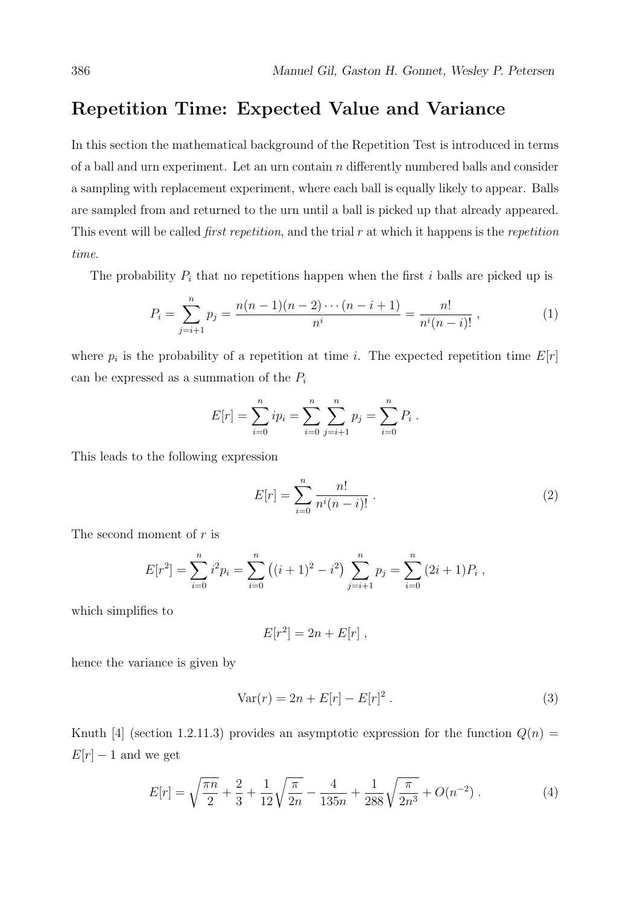## Repetition Time: Expected Value and Variance

In this section the mathematical background of the Repetition Test is introduced in terms of a ball and urn experiment. Let an urn contain $n$ differently numbered balls and consider a sampling with replacement experiment, where each ball is equally likely to appear. Balls are sampled from and returned to the urn until a ball is picked up that already appeared. This event will be called *first repetition*, and the trial $r$ at which it happens is the *repetition time*.

The probability $P_i$ that no repetitions happen when the first $i$ balls are picked up is

$$P_i = \sum_{j=i+1}^{n} p_j = \frac{n(n-1)(n-2)\cdots(n-i+1)}{n^i} = \frac{n!}{n^i(n-i)!} \; , \tag{1}$$

where $p_i$ is the probability of a repetition at time $i$. The expected repetition time $E[r]$ can be expressed as a summation of the $P_i$

$$E[r] = \sum_{i=0}^{n} i p_i = \sum_{i=0}^{n} \sum_{j=i+1}^{n} p_j = \sum_{i=0}^{n} P_i \; .$$

This leads to the following expression

$$E[r] = \sum_{i=0}^{n} \frac{n!}{n^i(n-i)!} \; . \tag{2}$$

The second moment of $r$ is

$$E[r^2] = \sum_{i=0}^{n} i^2 p_i = \sum_{i=0}^{n} \left((i+1)^2 - i^2\right) \sum_{j=i+1}^{n} p_j = \sum_{i=0}^{n} (2i+1) P_i \; ,$$

which simplifies to

$$E[r^2] = 2n + E[r] \; ,$$

hence the variance is given by

$$\mathrm{Var}(r) = 2n + E[r] - E[r]^2 \; . \tag{3}$$

Knuth [4] (section 1.2.11.3) provides an asymptotic expression for the function $Q(n) = E[r] - 1$ and we get

$$E[r] = \sqrt{\frac{\pi n}{2}} + \frac{2}{3} + \frac{1}{12}\sqrt{\frac{\pi}{2n}} - \frac{4}{135n} + \frac{1}{288}\sqrt{\frac{\pi}{2n^3}} + O(n^{-2}) \; . \tag{4}$$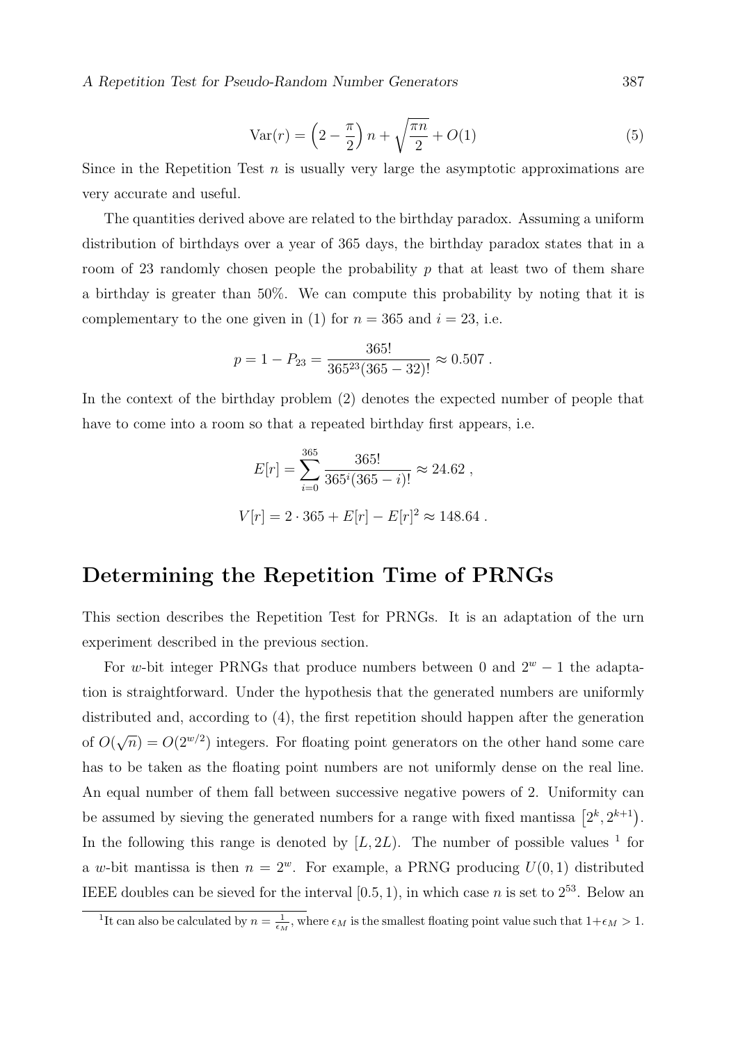$$\mathrm{Var}(r) = \left(2 - \frac{\pi}{2}\right) n + \sqrt{\frac{\pi n}{2}} + O(1) \tag{5}$$

Since in the Repetition Test $n$ is usually very large the asymptotic approximations are very accurate and useful.

The quantities derived above are related to the birthday paradox. Assuming a uniform distribution of birthdays over a year of 365 days, the birthday paradox states that in a room of 23 randomly chosen people the probability $p$ that at least two of them share a birthday is greater than 50%. We can compute this probability by noting that it is complementary to the one given in (1) for $n = 365$ and $i = 23$, i.e.

$$p = 1 - P_{23} = \frac{365!}{365^{23}(365-32)!} \approx 0.507 \ .$$

In the context of the birthday problem (2) denotes the expected number of people that have to come into a room so that a repeated birthday first appears, i.e.

$$E[r] = \sum_{i=0}^{365} \frac{365!}{365^i(365-i)!} \approx 24.62 \ ,$$

$$V[r] = 2 \cdot 365 + E[r] - E[r]^2 \approx 148.64 \ .$$

## Determining the Repetition Time of PRNGs

This section describes the Repetition Test for PRNGs. It is an adaptation of the urn experiment described in the previous section.

For $w$-bit integer PRNGs that produce numbers between 0 and $2^w - 1$ the adaptation is straightforward. Under the hypothesis that the generated numbers are uniformly distributed and, according to (4), the first repetition should happen after the generation of $O(\sqrt{n}) = O(2^{w/2})$ integers. For floating point generators on the other hand some care has to be taken as the floating point numbers are not uniformly dense on the real line. An equal number of them fall between successive negative powers of 2. Uniformity can be assumed by sieving the generated numbers for a range with fixed mantissa $\left[2^k, 2^{k+1}\right)$. In the following this range is denoted by $[L, 2L)$. The number of possible values [1] for a $w$-bit mantissa is then $n = 2^w$. For example, a PRNG producing $U(0,1)$ distributed IEEE doubles can be sieved for the interval $[0.5, 1)$, in which case $n$ is set to $2^{53}$. Below an

[1] It can also be calculated by $n = \frac{1}{\epsilon_M}$, where $\epsilon_M$ is the smallest floating point value such that $1 + \epsilon_M > 1$.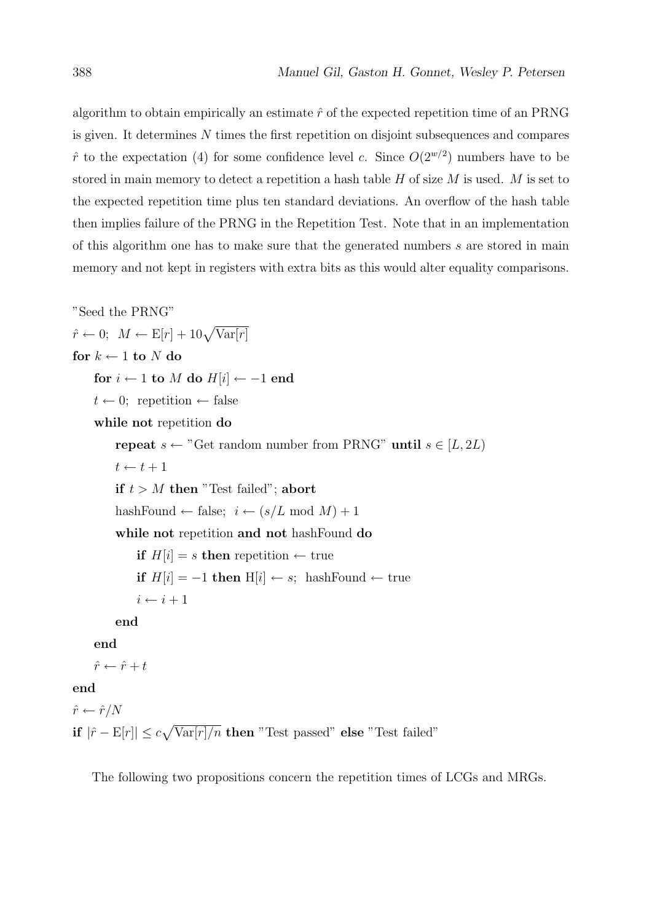algorithm to obtain empirically an estimate $\hat{r}$ of the expected repetition time of an PRNG is given. It determines $N$ times the first repetition on disjoint subsequences and compares $\hat{r}$ to the expectation (4) for some confidence level $c$. Since $O(2^{w/2})$ numbers have to be stored in main memory to detect a repetition a hash table $H$ of size $M$ is used. $M$ is set to the expected repetition time plus ten standard deviations. An overflow of the hash table then implies failure of the PRNG in the Repetition Test. Note that in an implementation of this algorithm one has to make sure that the generated numbers $s$ are stored in main memory and not kept in registers with extra bits as this would alter equality comparisons.

```
"Seed the PRNG"
r̂ ← 0;  M ← E[r] + 10√Var[r]
for k ← 1 to N do
    for i ← 1 to M do H[i] ← −1 end
    t ← 0;  repetition ← false
    while not repetition do
        repeat s ← "Get random number from PRNG" until s ∈ [L, 2L)
        t ← t + 1
        if t > M then "Test failed"; abort
        hashFound ← false;  i ← (s/L mod M) + 1
        while not repetition and not hashFound do
            if H[i] = s then repetition ← true
            if H[i] = −1 then H[i] ← s;  hashFound ← true
            i ← i + 1
        end
    end
    r̂ ← r̂ + t
end
r̂ ← r̂/N
if |r̂ − E[r]| ≤ c√(Var[r]/n) then "Test passed" else "Test failed"
```

The following two propositions concern the repetition times of LCGs and MRGs.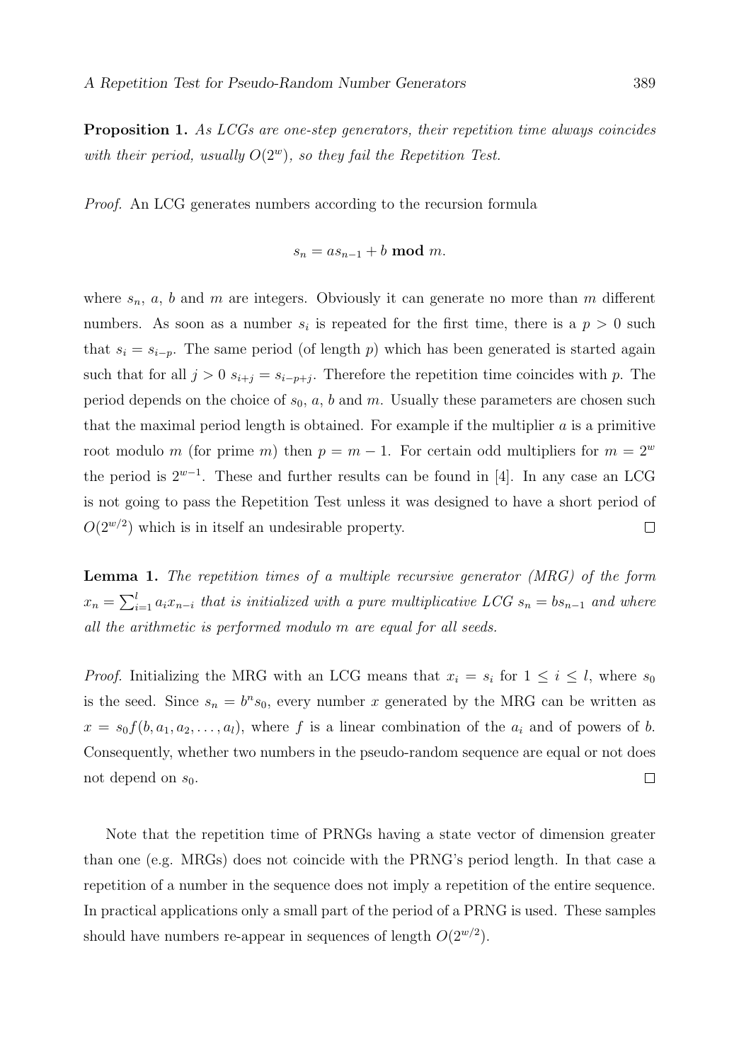**Proposition 1.** *As LCGs are one-step generators, their repetition time always coincides with their period, usually $O(2^w)$, so they fail the Repetition Test.*

*Proof.* An LCG generates numbers according to the recursion formula

$$s_n = as_{n-1} + b \ \mathbf{mod}\ m.$$

where $s_n$, $a$, $b$ and $m$ are integers. Obviously it can generate no more than $m$ different numbers. As soon as a number $s_i$ is repeated for the first time, there is a $p > 0$ such that $s_i = s_{i-p}$. The same period (of length $p$) which has been generated is started again such that for all $j > 0$ $s_{i+j} = s_{i-p+j}$. Therefore the repetition time coincides with $p$. The period depends on the choice of $s_0$, $a$, $b$ and $m$. Usually these parameters are chosen such that the maximal period length is obtained. For example if the multiplier $a$ is a primitive root modulo $m$ (for prime $m$) then $p = m - 1$. For certain odd multipliers for $m = 2^w$ the period is $2^{w-1}$. These and further results can be found in [4]. In any case an LCG is not going to pass the Repetition Test unless it was designed to have a short period of $O(2^{w/2})$ which is in itself an undesirable property. □

**Lemma 1.** *The repetition times of a multiple recursive generator (MRG) of the form $x_n = \sum_{i=1}^{l} a_i x_{n-i}$ that is initialized with a pure multiplicative LCG $s_n = bs_{n-1}$ and where all the arithmetic is performed modulo $m$ are equal for all seeds.*

*Proof.* Initializing the MRG with an LCG means that $x_i = s_i$ for $1 \leq i \leq l$, where $s_0$ is the seed. Since $s_n = b^n s_0$, every number $x$ generated by the MRG can be written as $x = s_0 f(b, a_1, a_2, \ldots, a_l)$, where $f$ is a linear combination of the $a_i$ and of powers of $b$. Consequently, whether two numbers in the pseudo-random sequence are equal or not does not depend on $s_0$. □

Note that the repetition time of PRNGs having a state vector of dimension greater than one (e.g. MRGs) does not coincide with the PRNG's period length. In that case a repetition of a number in the sequence does not imply a repetition of the entire sequence. In practical applications only a small part of the period of a PRNG is used. These samples should have numbers re-appear in sequences of length $O(2^{w/2})$.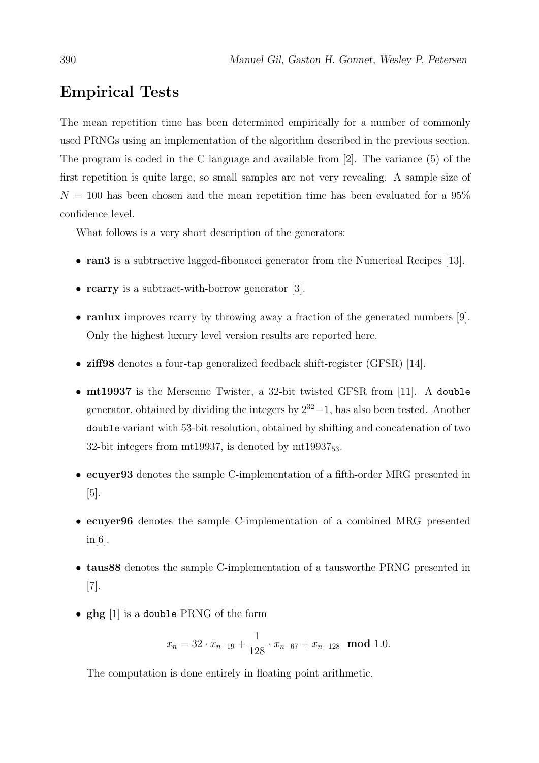## Empirical Tests

The mean repetition time has been determined empirically for a number of commonly used PRNGs using an implementation of the algorithm described in the previous section. The program is coded in the C language and available from [2]. The variance (5) of the first repetition is quite large, so small samples are not very revealing. A sample size of $N = 100$ has been chosen and the mean repetition time has been evaluated for a 95% confidence level.

What follows is a very short description of the generators:

- **ran3** is a subtractive lagged-fibonacci generator from the Numerical Recipes [13].
- **rcarry** is a subtract-with-borrow generator [3].
- **ranlux** improves rcarry by throwing away a fraction of the generated numbers [9]. Only the highest luxury level version results are reported here.
- **ziff98** denotes a four-tap generalized feedback shift-register (GFSR) [14].
- **mt19937** is the Mersenne Twister, a 32-bit twisted GFSR from [11]. A `double` generator, obtained by dividing the integers by $2^{32}-1$, has also been tested. Another `double` variant with 53-bit resolution, obtained by shifting and concatenation of two 32-bit integers from mt19937, is denoted by $\text{mt19937}_{53}$.
- **ecuyer93** denotes the sample C-implementation of a fifth-order MRG presented in [5].
- **ecuyer96** denotes the sample C-implementation of a combined MRG presented in[6].
- **taus88** denotes the sample C-implementation of a tausworthe PRNG presented in [7].
- **ghg** [1] is a `double` PRNG of the form

$$x_n = 32 \cdot x_{n-19} + \frac{1}{128} \cdot x_{n-67} + x_{n-128} \;\; \textbf{mod } 1.0.$$

The computation is done entirely in floating point arithmetic.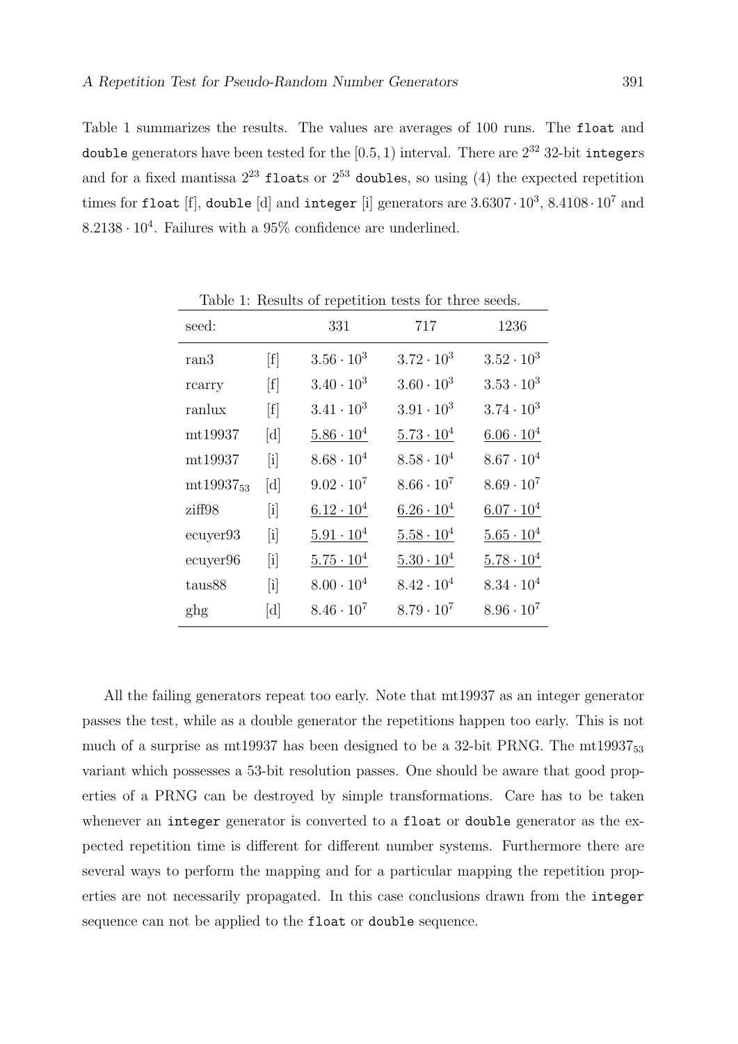Table 1 summarizes the results. The values are averages of 100 runs. The `float` and `double` generators have been tested for the $[0.5, 1)$ interval. There are $2^{32}$ 32-bit `integer`s and for a fixed mantissa $2^{23}$ `float`s or $2^{53}$ `double`s, so using (4) the expected repetition times for `float` [f], `double` [d] and `integer` [i] generators are $3.6307 \cdot 10^3$, $8.4108 \cdot 10^7$ and $8.2138 \cdot 10^4$. Failures with a 95% confidence are underlined.

Table 1: Results of repetition tests for three seeds.

| seed: | | 331 | 717 | 1236 |
|---|---|---|---|---|
| ran3 | [f] | $3.56 \cdot 10^3$ | $3.72 \cdot 10^3$ | $3.52 \cdot 10^3$ |
| rcarry | [f] | $3.40 \cdot 10^3$ | $3.60 \cdot 10^3$ | $3.53 \cdot 10^3$ |
| ranlux | [f] | $3.41 \cdot 10^3$ | $3.91 \cdot 10^3$ | $3.74 \cdot 10^3$ |
| mt19937 | [d] | $\underline{5.86 \cdot 10^4}$ | $\underline{5.73 \cdot 10^4}$ | $\underline{6.06 \cdot 10^4}$ |
| mt19937 | [i] | $8.68 \cdot 10^4$ | $8.58 \cdot 10^4$ | $8.67 \cdot 10^4$ |
| $\text{mt19937}_{53}$ | [d] | $9.02 \cdot 10^7$ | $8.66 \cdot 10^7$ | $8.69 \cdot 10^7$ |
| ziff98 | [i] | $\underline{6.12 \cdot 10^4}$ | $\underline{6.26 \cdot 10^4}$ | $\underline{6.07 \cdot 10^4}$ |
| ecuyer93 | [i] | $\underline{5.91 \cdot 10^4}$ | $\underline{5.58 \cdot 10^4}$ | $\underline{5.65 \cdot 10^4}$ |
| ecuyer96 | [i] | $\underline{5.75 \cdot 10^4}$ | $\underline{5.30 \cdot 10^4}$ | $\underline{5.78 \cdot 10^4}$ |
| taus88 | [i] | $8.00 \cdot 10^4$ | $8.42 \cdot 10^4$ | $8.34 \cdot 10^4$ |
| ghg | [d] | $8.46 \cdot 10^7$ | $8.79 \cdot 10^7$ | $8.96 \cdot 10^7$ |

All the failing generators repeat too early. Note that mt19937 as an integer generator passes the test, while as a double generator the repetitions happen too early. This is not much of a surprise as mt19937 has been designed to be a 32-bit PRNG. The $\text{mt19937}_{53}$ variant which possesses a 53-bit resolution passes. One should be aware that good properties of a PRNG can be destroyed by simple transformations. Care has to be taken whenever an `integer` generator is converted to a `float` or `double` generator as the expected repetition time is different for different number systems. Furthermore there are several ways to perform the mapping and for a particular mapping the repetition properties are not necessarily propagated. In this case conclusions drawn from the `integer` sequence can not be applied to the `float` or `double` sequence.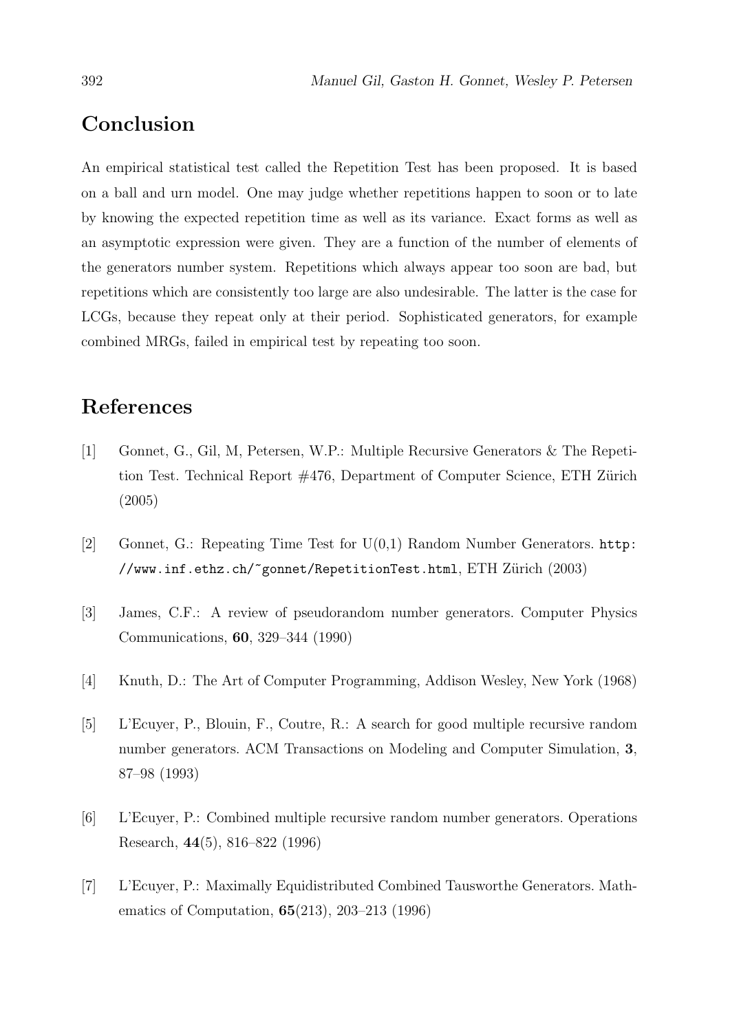## Conclusion

An empirical statistical test called the Repetition Test has been proposed. It is based on a ball and urn model. One may judge whether repetitions happen to soon or to late by knowing the expected repetition time as well as its variance. Exact forms as well as an asymptotic expression were given. They are a function of the number of elements of the generators number system. Repetitions which always appear too soon are bad, but repetitions which are consistently too large are also undesirable. The latter is the case for LCGs, because they repeat only at their period. Sophisticated generators, for example combined MRGs, failed in empirical test by repeating too soon.

## References

[1] Gonnet, G., Gil, M, Petersen, W.P.: Multiple Recursive Generators & The Repetition Test. Technical Report #476, Department of Computer Science, ETH Zürich (2005)

[2] Gonnet, G.: Repeating Time Test for U(0,1) Random Number Generators. `http://www.inf.ethz.ch/~gonnet/RepetitionTest.html`, ETH Zürich (2003)

[3] James, C.F.: A review of pseudorandom number generators. Computer Physics Communications, **60**, 329–344 (1990)

[4] Knuth, D.: The Art of Computer Programming, Addison Wesley, New York (1968)

[5] L'Ecuyer, P., Blouin, F., Coutre, R.: A search for good multiple recursive random number generators. ACM Transactions on Modeling and Computer Simulation, **3**, 87–98 (1993)

[6] L'Ecuyer, P.: Combined multiple recursive random number generators. Operations Research, **44**(5), 816–822 (1996)

[7] L'Ecuyer, P.: Maximally Equidistributed Combined Tausworthe Generators. Mathematics of Computation, **65**(213), 203–213 (1996)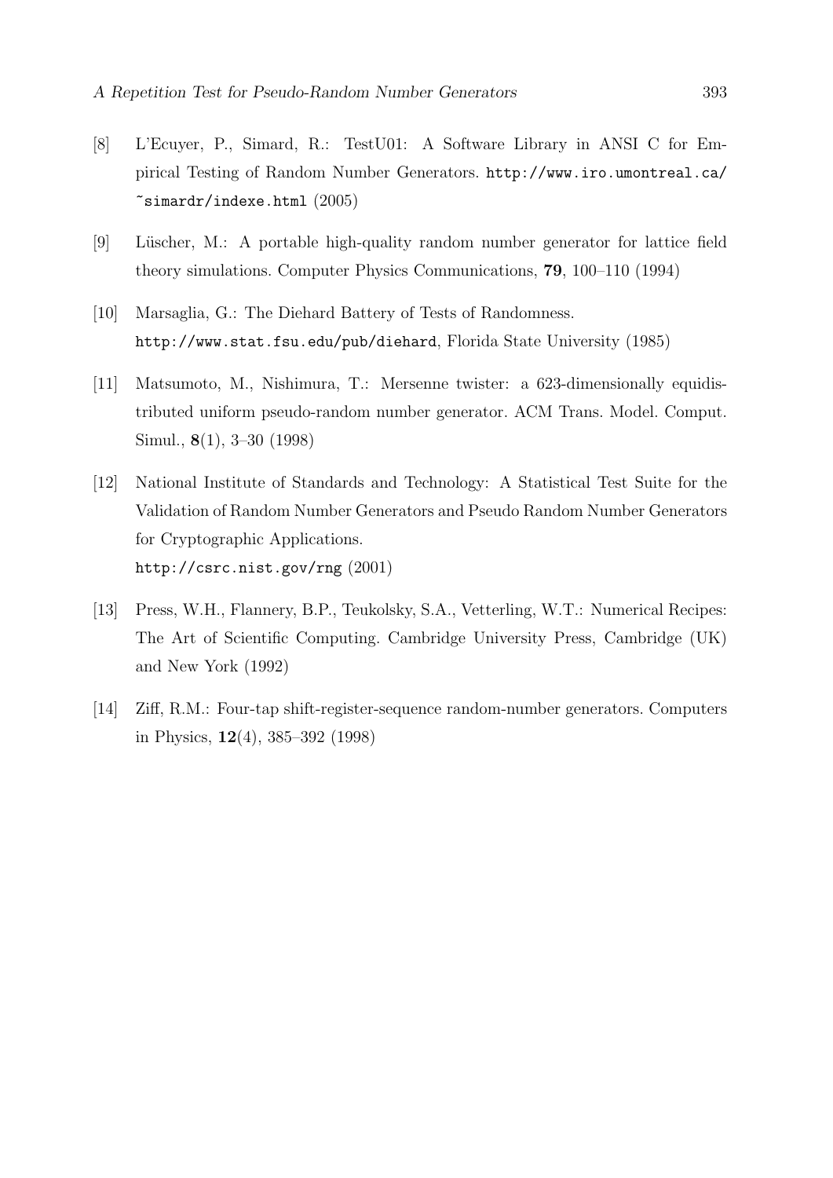[8] L'Ecuyer, P., Simard, R.: TestU01: A Software Library in ANSI C for Empirical Testing of Random Number Generators. http://www.iro.umontreal.ca/~simardr/indexe.html (2005)

[9] Lüscher, M.: A portable high-quality random number generator for lattice field theory simulations. Computer Physics Communications, **79**, 100–110 (1994)

[10] Marsaglia, G.: The Diehard Battery of Tests of Randomness. http://www.stat.fsu.edu/pub/diehard, Florida State University (1985)

[11] Matsumoto, M., Nishimura, T.: Mersenne twister: a 623-dimensionally equidistributed uniform pseudo-random number generator. ACM Trans. Model. Comput. Simul., **8**(1), 3–30 (1998)

[12] National Institute of Standards and Technology: A Statistical Test Suite for the Validation of Random Number Generators and Pseudo Random Number Generators for Cryptographic Applications. http://csrc.nist.gov/rng (2001)

[13] Press, W.H., Flannery, B.P., Teukolsky, S.A., Vetterling, W.T.: Numerical Recipes: The Art of Scientific Computing. Cambridge University Press, Cambridge (UK) and New York (1992)

[14] Ziff, R.M.: Four-tap shift-register-sequence random-number generators. Computers in Physics, **12**(4), 385–392 (1998)